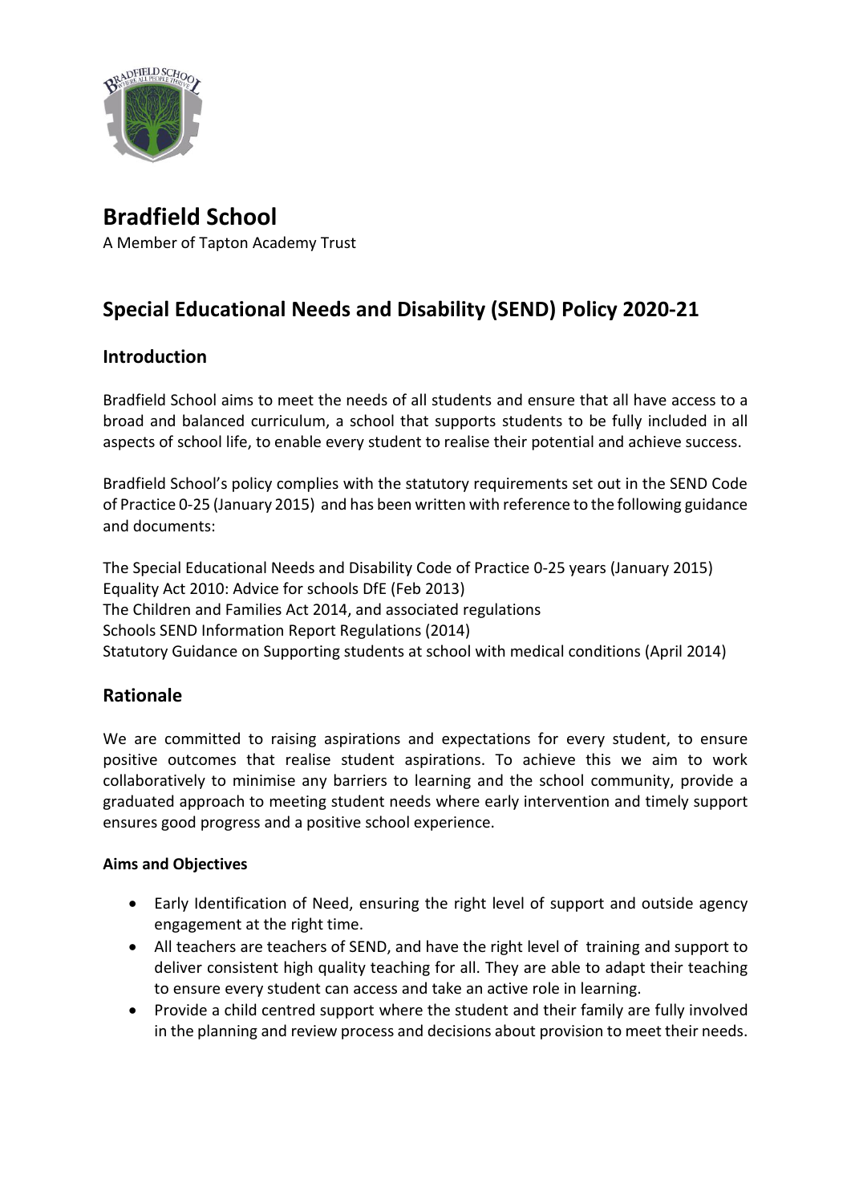# Bradfield School

A Member of Tapton Academy Trust

## Special Educational Needs and Disability (SEND) Policy 2020-21

### Introduction

Bradfield School aims to meet the needs of all students and ensure that all have access to a broad and balanced curriculum, a school that supports students to be fully included in all aspects of school life, to enable every student to realise their potential and achieve success.

Bradfield School's policy complies with the statutory requirements set out in the SEND Code of Practice 0-25 (January 2015) and has been written with reference to the following guidance and documents:

The Special Educational Needs and Disability Code of Practice 0-25 years (January 2015)
Equality Act 2010: Advice for schools DfE (Feb 2013)
The Children and Families Act 2014, and associated regulations
Schools SEND Information Report Regulations (2014)
Statutory Guidance on Supporting students at school with medical conditions (April 2014)

### Rationale

We are committed to raising aspirations and expectations for every student, to ensure positive outcomes that realise student aspirations. To achieve this we aim to work collaboratively to minimise any barriers to learning and the school community, provide a graduated approach to meeting student needs where early intervention and timely support ensures good progress and a positive school experience.

#### Aims and Objectives

- Early Identification of Need, ensuring the right level of support and outside agency engagement at the right time.
- All teachers are teachers of SEND, and have the right level of training and support to deliver consistent high quality teaching for all. They are able to adapt their teaching to ensure every student can access and take an active role in learning.
- Provide a child centred support where the student and their family are fully involved in the planning and review process and decisions about provision to meet their needs.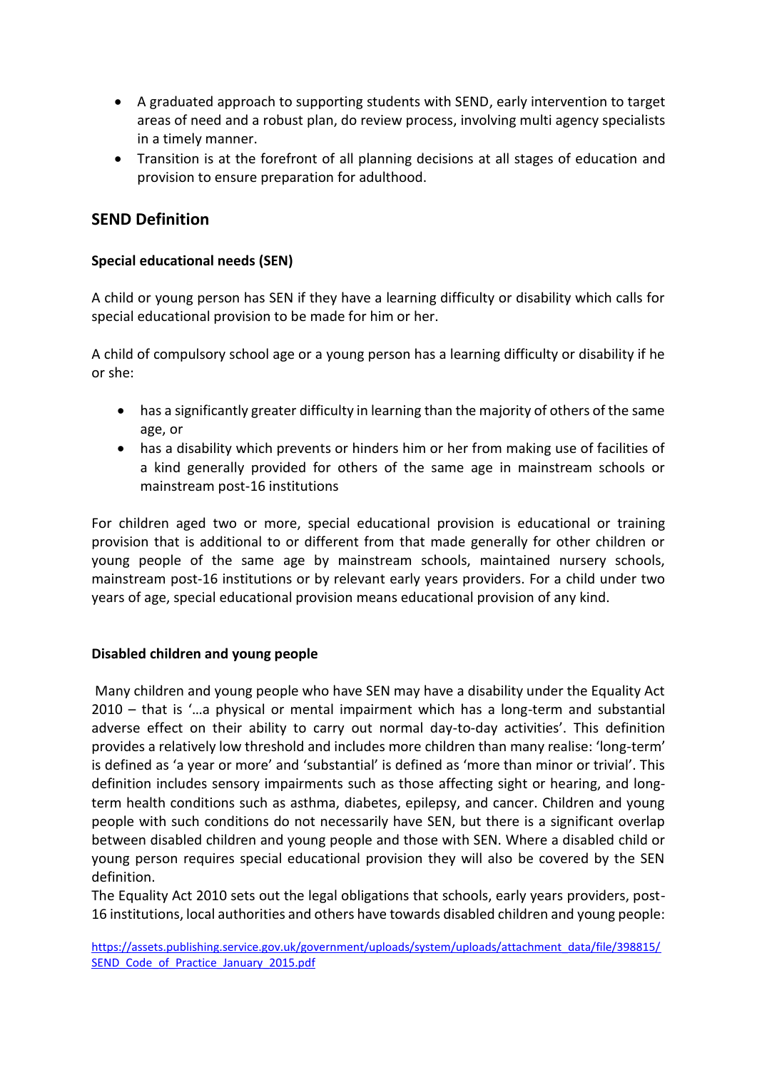- A graduated approach to supporting students with SEND, early intervention to target areas of need and a robust plan, do review process, involving multi agency specialists in a timely manner.
- Transition is at the forefront of all planning decisions at all stages of education and provision to ensure preparation for adulthood.

## SEND Definition

**Special educational needs (SEN)**

A child or young person has SEN if they have a learning difficulty or disability which calls for special educational provision to be made for him or her.

A child of compulsory school age or a young person has a learning difficulty or disability if he or she:

- has a significantly greater difficulty in learning than the majority of others of the same age, or
- has a disability which prevents or hinders him or her from making use of facilities of a kind generally provided for others of the same age in mainstream schools or mainstream post-16 institutions

For children aged two or more, special educational provision is educational or training provision that is additional to or different from that made generally for other children or young people of the same age by mainstream schools, maintained nursery schools, mainstream post-16 institutions or by relevant early years providers. For a child under two years of age, special educational provision means educational provision of any kind.

**Disabled children and young people**

Many children and young people who have SEN may have a disability under the Equality Act 2010 – that is '…a physical or mental impairment which has a long-term and substantial adverse effect on their ability to carry out normal day-to-day activities'. This definition provides a relatively low threshold and includes more children than many realise: 'long-term' is defined as 'a year or more' and 'substantial' is defined as 'more than minor or trivial'. This definition includes sensory impairments such as those affecting sight or hearing, and long-term health conditions such as asthma, diabetes, epilepsy, and cancer. Children and young people with such conditions do not necessarily have SEN, but there is a significant overlap between disabled children and young people and those with SEN. Where a disabled child or young person requires special educational provision they will also be covered by the SEN definition.

The Equality Act 2010 sets out the legal obligations that schools, early years providers, post-16 institutions, local authorities and others have towards disabled children and young people:

https://assets.publishing.service.gov.uk/government/uploads/system/uploads/attachment_data/file/398815/SEND_Code_of_Practice_January_2015.pdf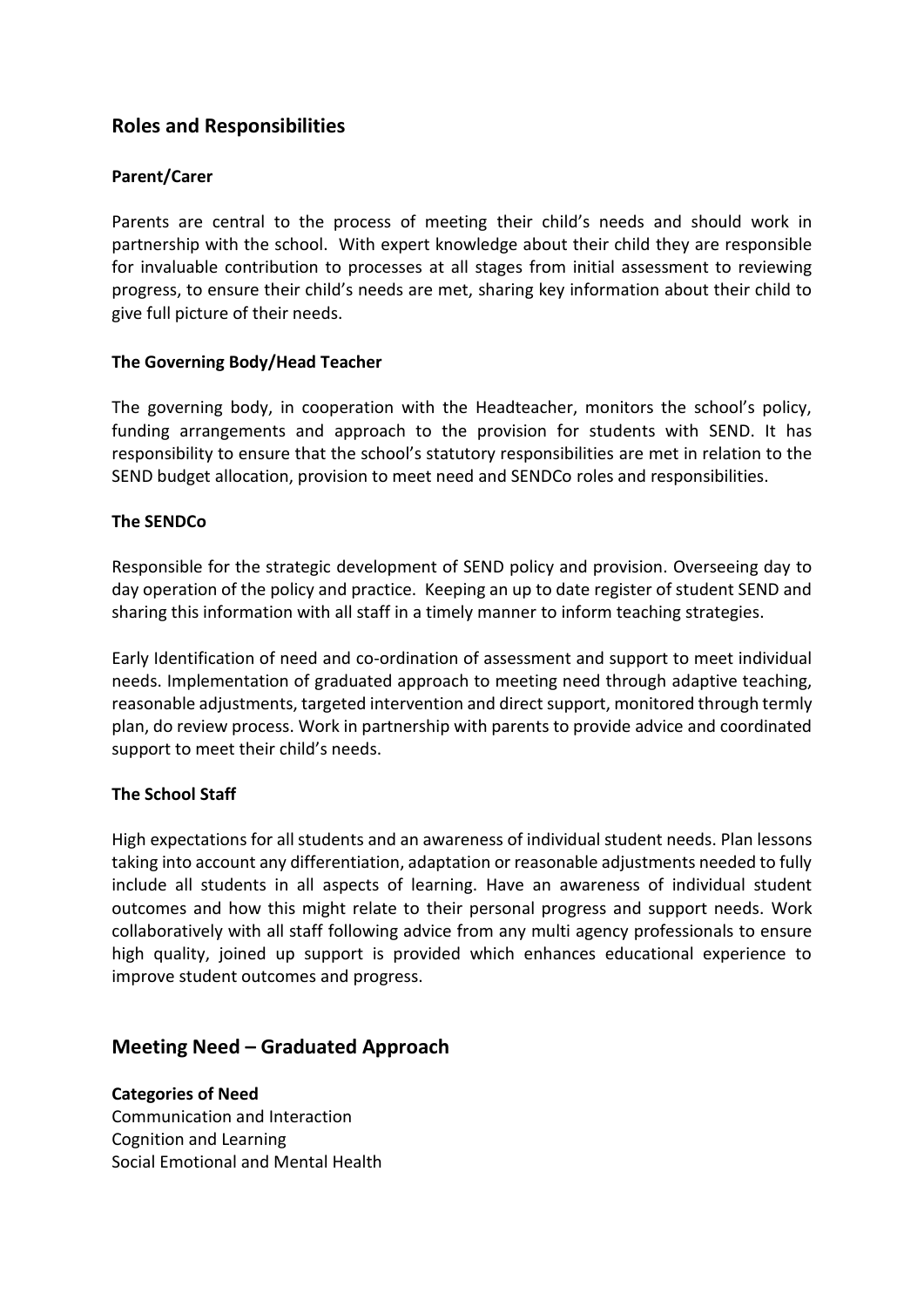## Roles and Responsibilities

### Parent/Carer

Parents are central to the process of meeting their child's needs and should work in partnership with the school. With expert knowledge about their child they are responsible for invaluable contribution to processes at all stages from initial assessment to reviewing progress, to ensure their child's needs are met, sharing key information about their child to give full picture of their needs.

### The Governing Body/Head Teacher

The governing body, in cooperation with the Headteacher, monitors the school's policy, funding arrangements and approach to the provision for students with SEND. It has responsibility to ensure that the school's statutory responsibilities are met in relation to the SEND budget allocation, provision to meet need and SENDCo roles and responsibilities.

### The SENDCo

Responsible for the strategic development of SEND policy and provision. Overseeing day to day operation of the policy and practice. Keeping an up to date register of student SEND and sharing this information with all staff in a timely manner to inform teaching strategies.

Early Identification of need and co-ordination of assessment and support to meet individual needs. Implementation of graduated approach to meeting need through adaptive teaching, reasonable adjustments, targeted intervention and direct support, monitored through termly plan, do review process. Work in partnership with parents to provide advice and coordinated support to meet their child's needs.

### The School Staff

High expectations for all students and an awareness of individual student needs. Plan lessons taking into account any differentiation, adaptation or reasonable adjustments needed to fully include all students in all aspects of learning. Have an awareness of individual student outcomes and how this might relate to their personal progress and support needs. Work collaboratively with all staff following advice from any multi agency professionals to ensure high quality, joined up support is provided which enhances educational experience to improve student outcomes and progress.

## Meeting Need – Graduated Approach

**Categories of Need**
Communication and Interaction
Cognition and Learning
Social Emotional and Mental Health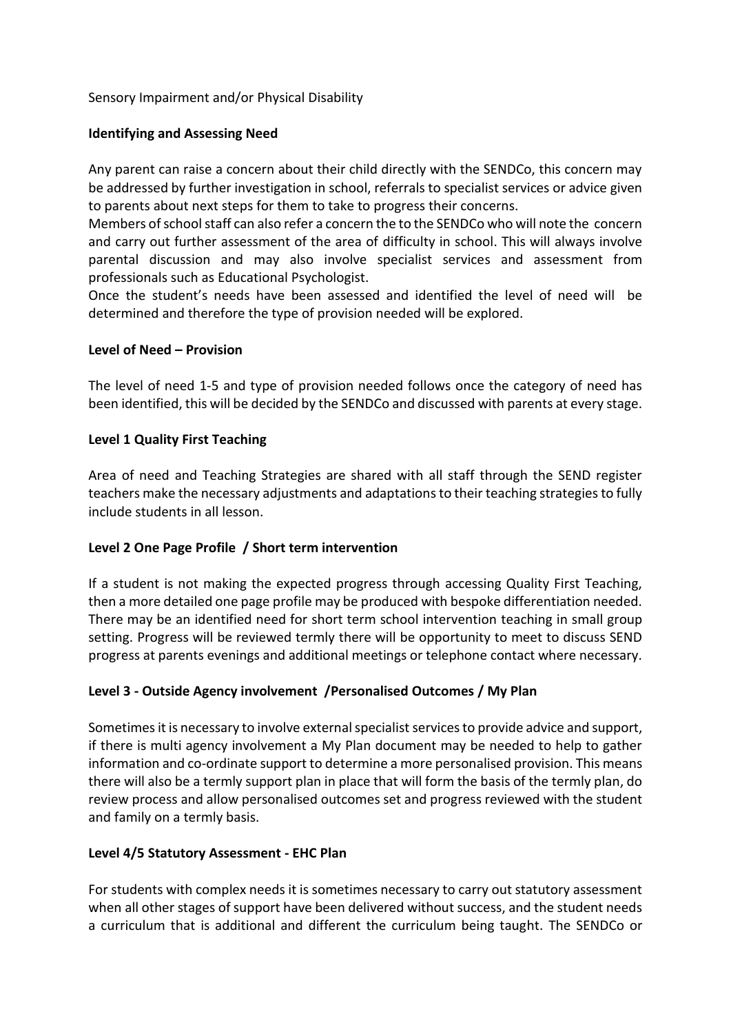Sensory Impairment and/or Physical Disability

**Identifying and Assessing Need**

Any parent can raise a concern about their child directly with the SENDCo, this concern may be addressed by further investigation in school, referrals to specialist services or advice given to parents about next steps for them to take to progress their concerns.

Members of school staff can also refer a concern the to the SENDCo who will note the concern and carry out further assessment of the area of difficulty in school. This will always involve parental discussion and may also involve specialist services and assessment from professionals such as Educational Psychologist.

Once the student's needs have been assessed and identified the level of need will be determined and therefore the type of provision needed will be explored.

**Level of Need – Provision**

The level of need 1-5 and type of provision needed follows once the category of need has been identified, this will be decided by the SENDCo and discussed with parents at every stage.

**Level 1 Quality First Teaching**

Area of need and Teaching Strategies are shared with all staff through the SEND register teachers make the necessary adjustments and adaptations to their teaching strategies to fully include students in all lesson.

**Level 2 One Page Profile / Short term intervention**

If a student is not making the expected progress through accessing Quality First Teaching, then a more detailed one page profile may be produced with bespoke differentiation needed. There may be an identified need for short term school intervention teaching in small group setting. Progress will be reviewed termly there will be opportunity to meet to discuss SEND progress at parents evenings and additional meetings or telephone contact where necessary.

**Level 3 - Outside Agency involvement /Personalised Outcomes / My Plan**

Sometimes it is necessary to involve external specialist services to provide advice and support, if there is multi agency involvement a My Plan document may be needed to help to gather information and co-ordinate support to determine a more personalised provision. This means there will also be a termly support plan in place that will form the basis of the termly plan, do review process and allow personalised outcomes set and progress reviewed with the student and family on a termly basis.

**Level 4/5 Statutory Assessment - EHC Plan**

For students with complex needs it is sometimes necessary to carry out statutory assessment when all other stages of support have been delivered without success, and the student needs a curriculum that is additional and different the curriculum being taught. The SENDCo or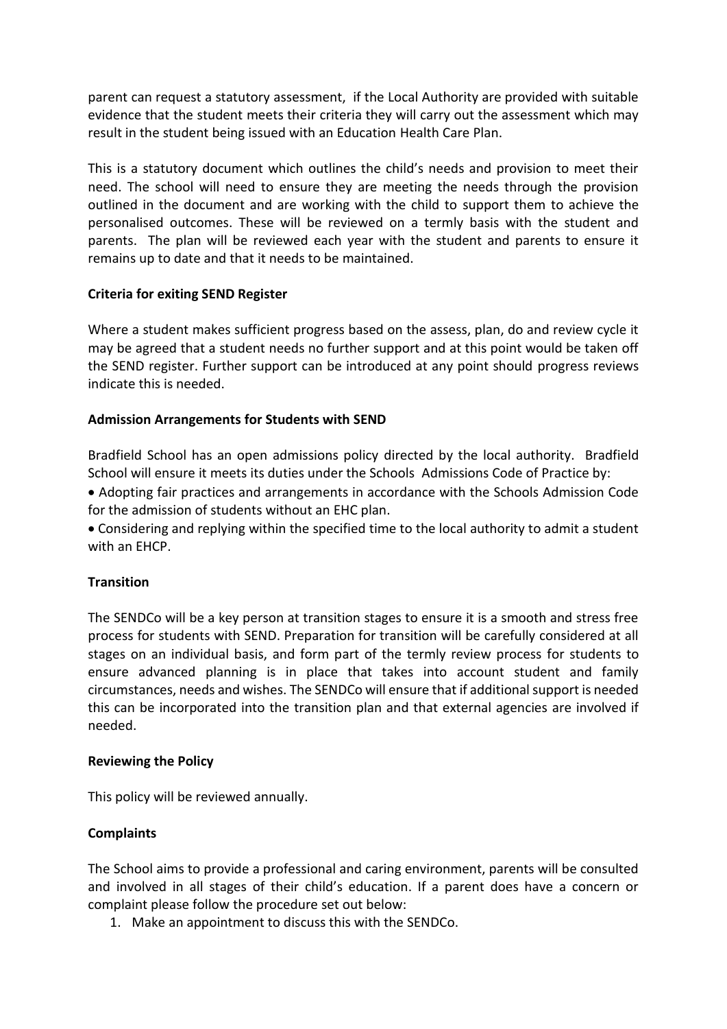parent can request a statutory assessment, if the Local Authority are provided with suitable evidence that the student meets their criteria they will carry out the assessment which may result in the student being issued with an Education Health Care Plan.

This is a statutory document which outlines the child's needs and provision to meet their need. The school will need to ensure they are meeting the needs through the provision outlined in the document and are working with the child to support them to achieve the personalised outcomes. These will be reviewed on a termly basis with the student and parents. The plan will be reviewed each year with the student and parents to ensure it remains up to date and that it needs to be maintained.

**Criteria for exiting SEND Register**

Where a student makes sufficient progress based on the assess, plan, do and review cycle it may be agreed that a student needs no further support and at this point would be taken off the SEND register. Further support can be introduced at any point should progress reviews indicate this is needed.

**Admission Arrangements for Students with SEND**

Bradfield School has an open admissions policy directed by the local authority. Bradfield School will ensure it meets its duties under the Schools Admissions Code of Practice by:

- Adopting fair practices and arrangements in accordance with the Schools Admission Code for the admission of students without an EHC plan.
- Considering and replying within the specified time to the local authority to admit a student with an EHCP.

**Transition**

The SENDCo will be a key person at transition stages to ensure it is a smooth and stress free process for students with SEND. Preparation for transition will be carefully considered at all stages on an individual basis, and form part of the termly review process for students to ensure advanced planning is in place that takes into account student and family circumstances, needs and wishes. The SENDCo will ensure that if additional support is needed this can be incorporated into the transition plan and that external agencies are involved if needed.

**Reviewing the Policy**

This policy will be reviewed annually.

**Complaints**

The School aims to provide a professional and caring environment, parents will be consulted and involved in all stages of their child's education. If a parent does have a concern or complaint please follow the procedure set out below:

1. Make an appointment to discuss this with the SENDCo.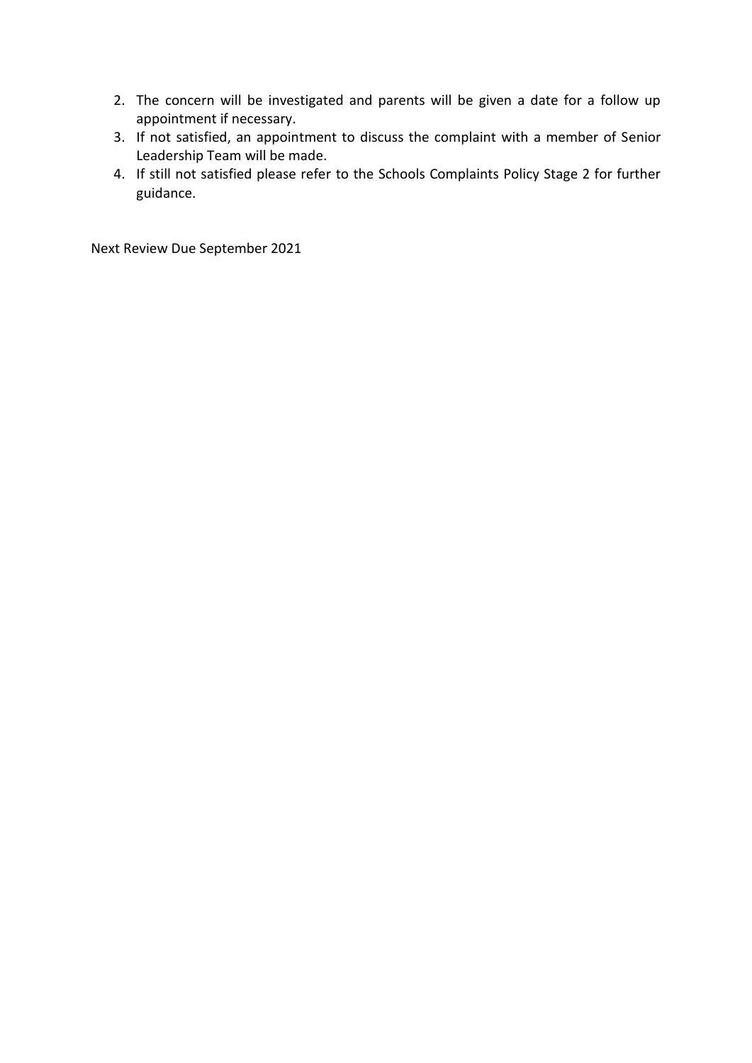2. The concern will be investigated and parents will be given a date for a follow up appointment if necessary.
3. If not satisfied, an appointment to discuss the complaint with a member of Senior Leadership Team will be made.
4. If still not satisfied please refer to the Schools Complaints Policy Stage 2 for further guidance.

Next Review Due September 2021